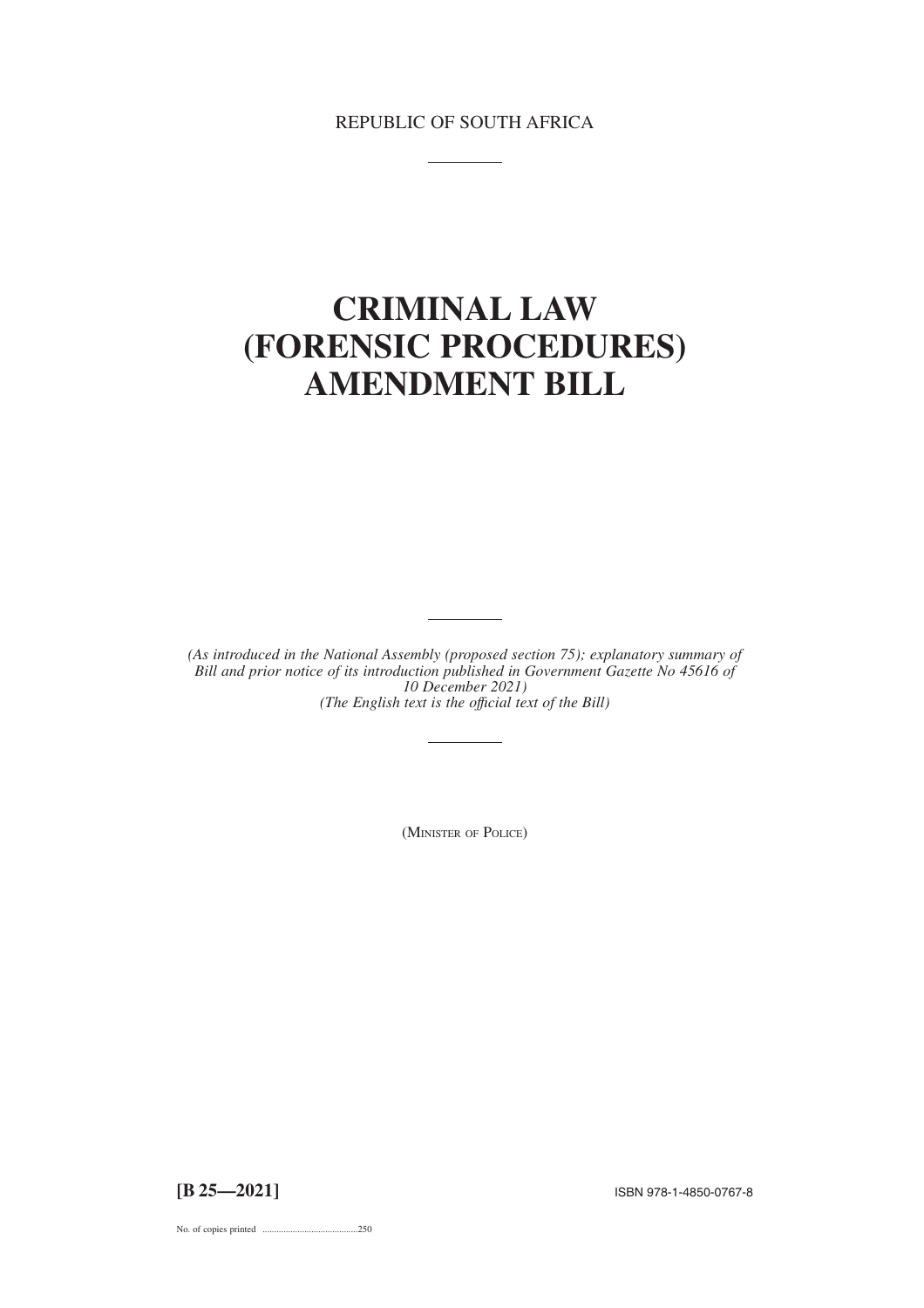REPUBLIC OF SOUTH AFRICA

# CRIMINAL LAW (FORENSIC PROCEDURES) AMENDMENT BILL

*(As introduced in the National Assembly (proposed section 75); explanatory summary of Bill and prior notice of its introduction published in Government Gazette No 45616 of 10 December 2021)*
*(The English text is the official text of the Bill)*

(MINISTER OF POLICE)

**[B 25—2021]**

ISBN 978-1-4850-0767-8

No. of copies printed .........................................250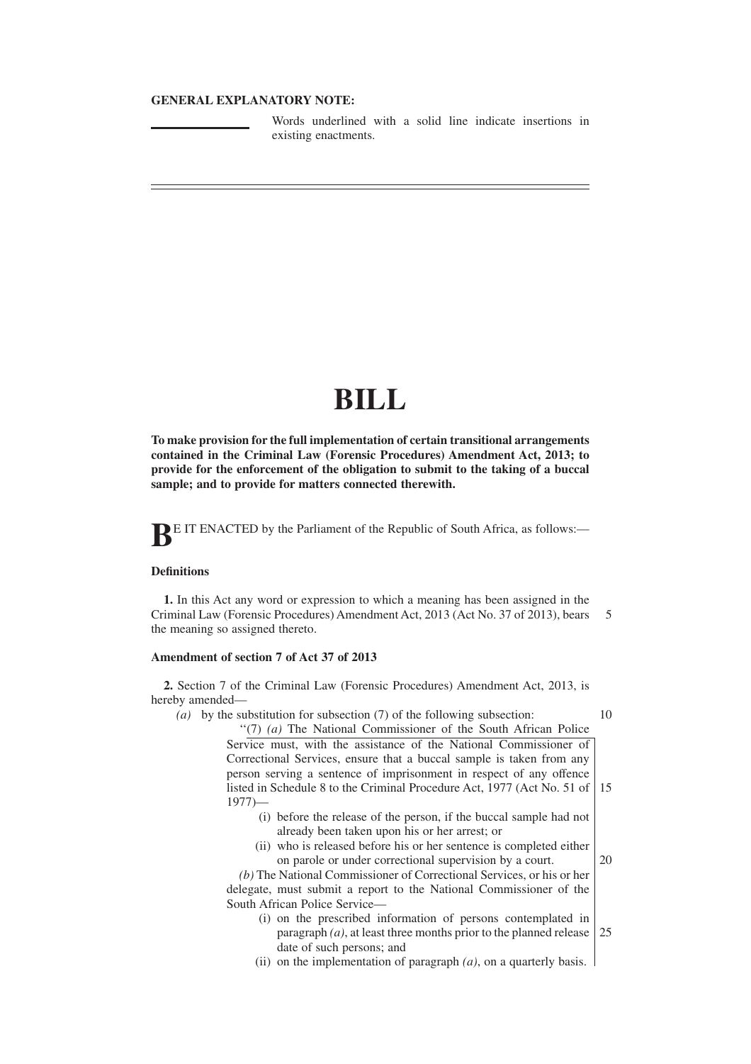**GENERAL EXPLANATORY NOTE:**

Words underlined with a solid line indicate insertions in existing enactments.

---

# BILL

**To make provision for the full implementation of certain transitional arrangements contained in the Criminal Law (Forensic Procedures) Amendment Act, 2013; to provide for the enforcement of the obligation to submit to the taking of a buccal sample; and to provide for matters connected therewith.**

**B**E IT ENACTED by the Parliament of the Republic of South Africa, as follows:—

**Definitions**

**1.** In this Act any word or expression to which a meaning has been assigned in the Criminal Law (Forensic Procedures) Amendment Act, 2013 (Act No. 37 of 2013), bears the meaning so assigned thereto.

**Amendment of section 7 of Act 37 of 2013**

**2.** Section 7 of the Criminal Law (Forensic Procedures) Amendment Act, 2013, is hereby amended—

*(a)* by the substitution for subsection (7) of the following subsection:

''(7) *(a)* The National Commissioner of the South African Police Service must, with the assistance of the National Commissioner of Correctional Services, ensure that a buccal sample is taken from any person serving a sentence of imprisonment in respect of any offence listed in Schedule 8 to the Criminal Procedure Act, 1977 (Act No. 51 of 1977)—

(i) before the release of the person, if the buccal sample had not already been taken upon his or her arrest; or

(ii) who is released before his or her sentence is completed either on parole or under correctional supervision by a court.

*(b)* The National Commissioner of Correctional Services, or his or her delegate, must submit a report to the National Commissioner of the South African Police Service—

(i) on the prescribed information of persons contemplated in paragraph *(a)*, at least three months prior to the planned release date of such persons; and

(ii) on the implementation of paragraph *(a)*, on a quarterly basis.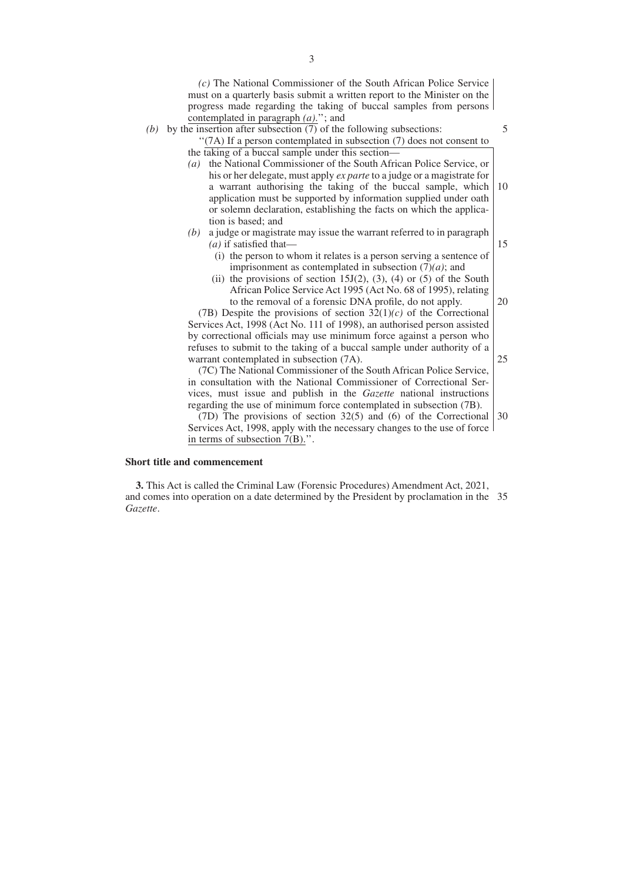*(c)* The National Commissioner of the South African Police Service must on a quarterly basis submit a written report to the Minister on the progress made regarding the taking of buccal samples from persons contemplated in paragraph *(a)*.''; and

*(b)* by the insertion after subsection (7) of the following subsections:

''(7A) If a person contemplated in subsection (7) does not consent to the taking of a buccal sample under this section—

*(a)* the National Commissioner of the South African Police Service, or his or her delegate, must apply *ex parte* to a judge or a magistrate for a warrant authorising the taking of the buccal sample, which application must be supported by information supplied under oath or solemn declaration, establishing the facts on which the application is based; and

*(b)* a judge or magistrate may issue the warrant referred to in paragraph *(a)* if satisfied that—

(i) the person to whom it relates is a person serving a sentence of imprisonment as contemplated in subsection (7)*(a)*; and

(ii) the provisions of section 15J(2), (3), (4) or (5) of the South African Police Service Act 1995 (Act No. 68 of 1995), relating to the removal of a forensic DNA profile, do not apply.

(7B) Despite the provisions of section 32(1)*(c)* of the Correctional Services Act, 1998 (Act No. 111 of 1998), an authorised person assisted by correctional officials may use minimum force against a person who refuses to submit to the taking of a buccal sample under authority of a warrant contemplated in subsection (7A).

(7C) The National Commissioner of the South African Police Service, in consultation with the National Commissioner of Correctional Services, must issue and publish in the *Gazette* national instructions regarding the use of minimum force contemplated in subsection (7B).

(7D) The provisions of section 32(5) and (6) of the Correctional Services Act, 1998, apply with the necessary changes to the use of force in terms of subsection 7(B).''.

**Short title and commencement**

**3.** This Act is called the Criminal Law (Forensic Procedures) Amendment Act, 2021, and comes into operation on a date determined by the President by proclamation in the *Gazette*.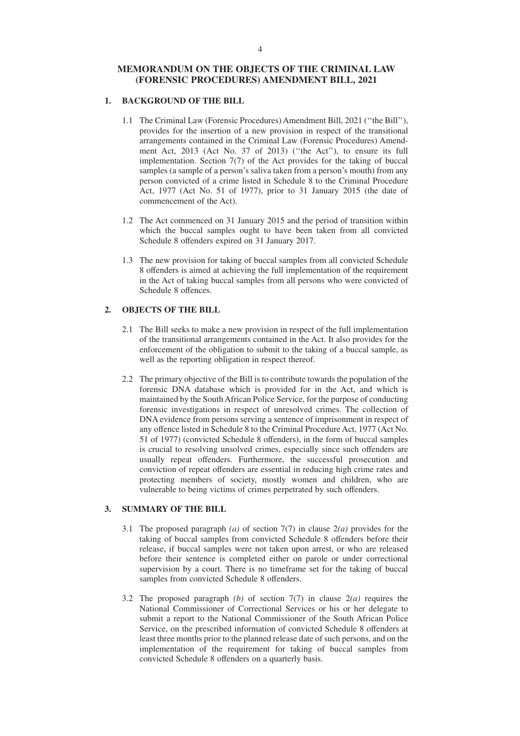# MEMORANDUM ON THE OBJECTS OF THE CRIMINAL LAW (FORENSIC PROCEDURES) AMENDMENT BILL, 2021

## 1. BACKGROUND OF THE BILL

1.1 The Criminal Law (Forensic Procedures) Amendment Bill, 2021 (''the Bill''), provides for the insertion of a new provision in respect of the transitional arrangements contained in the Criminal Law (Forensic Procedures) Amendment Act, 2013 (Act No. 37 of 2013) (''the Act''), to ensure its full implementation. Section 7(7) of the Act provides for the taking of buccal samples (a sample of a person's saliva taken from a person's mouth) from any person convicted of a crime listed in Schedule 8 to the Criminal Procedure Act, 1977 (Act No. 51 of 1977), prior to 31 January 2015 (the date of commencement of the Act).

1.2 The Act commenced on 31 January 2015 and the period of transition within which the buccal samples ought to have been taken from all convicted Schedule 8 offenders expired on 31 January 2017.

1.3 The new provision for taking of buccal samples from all convicted Schedule 8 offenders is aimed at achieving the full implementation of the requirement in the Act of taking buccal samples from all persons who were convicted of Schedule 8 offences.

## 2. OBJECTS OF THE BILL

2.1 The Bill seeks to make a new provision in respect of the full implementation of the transitional arrangements contained in the Act. It also provides for the enforcement of the obligation to submit to the taking of a buccal sample, as well as the reporting obligation in respect thereof.

2.2 The primary objective of the Bill is to contribute towards the population of the forensic DNA database which is provided for in the Act, and which is maintained by the South African Police Service, for the purpose of conducting forensic investigations in respect of unresolved crimes. The collection of DNA evidence from persons serving a sentence of imprisonment in respect of any offence listed in Schedule 8 to the Criminal Procedure Act, 1977 (Act No. 51 of 1977) (convicted Schedule 8 offenders), in the form of buccal samples is crucial to resolving unsolved crimes, especially since such offenders are usually repeat offenders. Furthermore, the successful prosecution and conviction of repeat offenders are essential in reducing high crime rates and protecting members of society, mostly women and children, who are vulnerable to being victims of crimes perpetrated by such offenders.

## 3. SUMMARY OF THE BILL

3.1 The proposed paragraph *(a)* of section 7(7) in clause 2*(a)* provides for the taking of buccal samples from convicted Schedule 8 offenders before their release, if buccal samples were not taken upon arrest, or who are released before their sentence is completed either on parole or under correctional supervision by a court. There is no timeframe set for the taking of buccal samples from convicted Schedule 8 offenders.

3.2 The proposed paragraph *(b)* of section 7(7) in clause 2*(a)* requires the National Commissioner of Correctional Services or his or her delegate to submit a report to the National Commissioner of the South African Police Service, on the prescribed information of convicted Schedule 8 offenders at least three months prior to the planned release date of such persons, and on the implementation of the requirement for taking of buccal samples from convicted Schedule 8 offenders on a quarterly basis.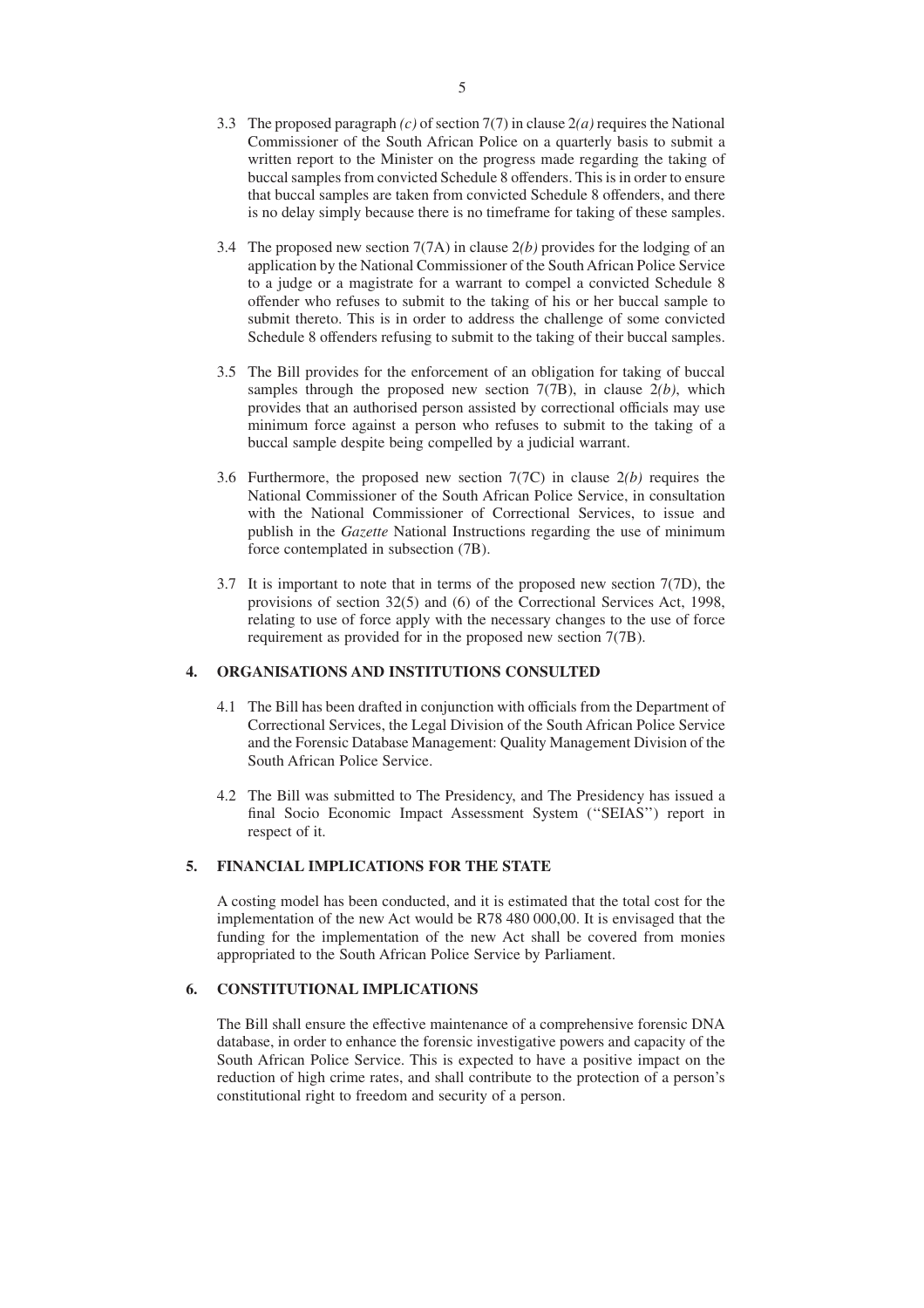3.3 The proposed paragraph *(c)* of section 7(7) in clause 2*(a)* requires the National Commissioner of the South African Police on a quarterly basis to submit a written report to the Minister on the progress made regarding the taking of buccal samples from convicted Schedule 8 offenders. This is in order to ensure that buccal samples are taken from convicted Schedule 8 offenders, and there is no delay simply because there is no timeframe for taking of these samples.

3.4 The proposed new section 7(7A) in clause 2*(b)* provides for the lodging of an application by the National Commissioner of the South African Police Service to a judge or a magistrate for a warrant to compel a convicted Schedule 8 offender who refuses to submit to the taking of his or her buccal sample to submit thereto. This is in order to address the challenge of some convicted Schedule 8 offenders refusing to submit to the taking of their buccal samples.

3.5 The Bill provides for the enforcement of an obligation for taking of buccal samples through the proposed new section 7(7B), in clause 2*(b)*, which provides that an authorised person assisted by correctional officials may use minimum force against a person who refuses to submit to the taking of a buccal sample despite being compelled by a judicial warrant.

3.6 Furthermore, the proposed new section 7(7C) in clause 2*(b)* requires the National Commissioner of the South African Police Service, in consultation with the National Commissioner of Correctional Services, to issue and publish in the *Gazette* National Instructions regarding the use of minimum force contemplated in subsection (7B).

3.7 It is important to note that in terms of the proposed new section 7(7D), the provisions of section 32(5) and (6) of the Correctional Services Act, 1998, relating to use of force apply with the necessary changes to the use of force requirement as provided for in the proposed new section 7(7B).

## 4. ORGANISATIONS AND INSTITUTIONS CONSULTED

4.1 The Bill has been drafted in conjunction with officials from the Department of Correctional Services, the Legal Division of the South African Police Service and the Forensic Database Management: Quality Management Division of the South African Police Service.

4.2 The Bill was submitted to The Presidency, and The Presidency has issued a final Socio Economic Impact Assessment System (''SEIAS'') report in respect of it.

## 5. FINANCIAL IMPLICATIONS FOR THE STATE

A costing model has been conducted, and it is estimated that the total cost for the implementation of the new Act would be R78 480 000,00. It is envisaged that the funding for the implementation of the new Act shall be covered from monies appropriated to the South African Police Service by Parliament.

## 6. CONSTITUTIONAL IMPLICATIONS

The Bill shall ensure the effective maintenance of a comprehensive forensic DNA database, in order to enhance the forensic investigative powers and capacity of the South African Police Service. This is expected to have a positive impact on the reduction of high crime rates, and shall contribute to the protection of a person's constitutional right to freedom and security of a person.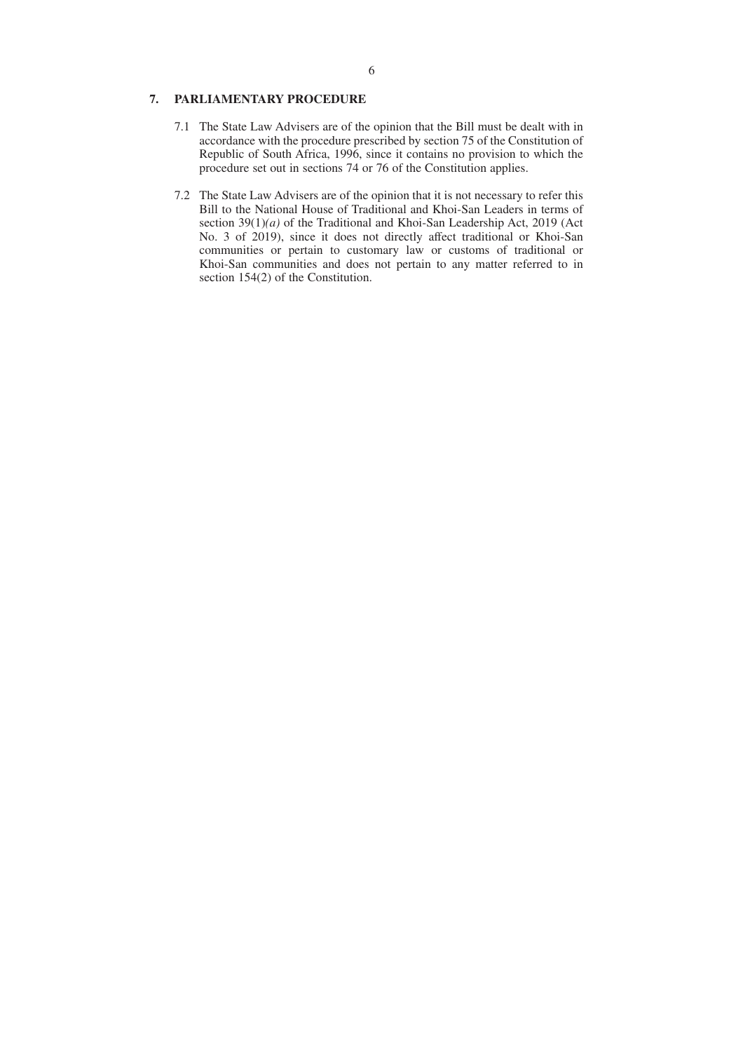## 7. PARLIAMENTARY PROCEDURE

7.1 The State Law Advisers are of the opinion that the Bill must be dealt with in accordance with the procedure prescribed by section 75 of the Constitution of Republic of South Africa, 1996, since it contains no provision to which the procedure set out in sections 74 or 76 of the Constitution applies.

7.2 The State Law Advisers are of the opinion that it is not necessary to refer this Bill to the National House of Traditional and Khoi-San Leaders in terms of section 39(1)*(a)* of the Traditional and Khoi-San Leadership Act, 2019 (Act No. 3 of 2019), since it does not directly affect traditional or Khoi-San communities or pertain to customary law or customs of traditional or Khoi-San communities and does not pertain to any matter referred to in section 154(2) of the Constitution.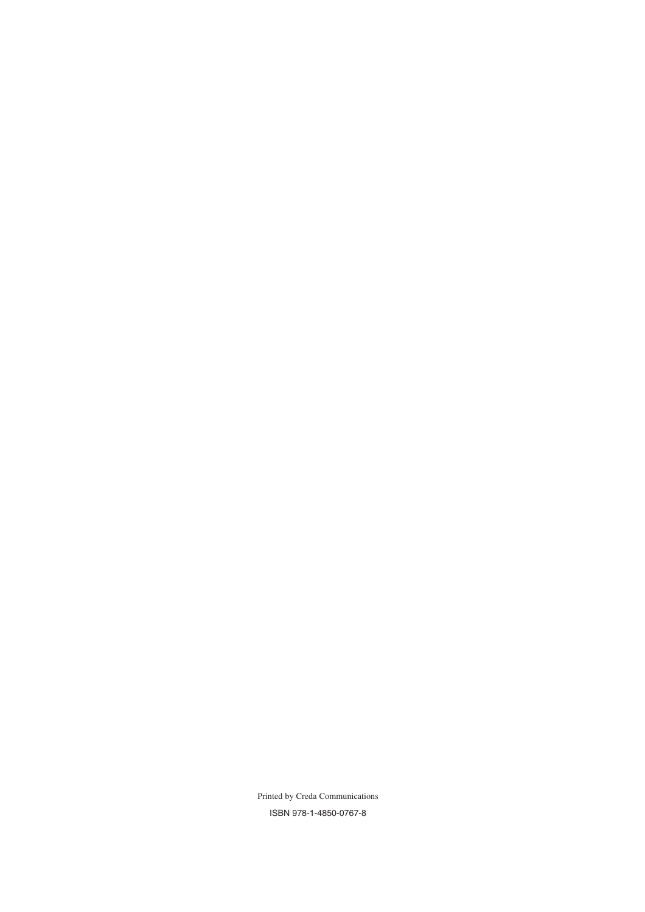Printed by Creda Communications

ISBN 978-1-4850-0767-8